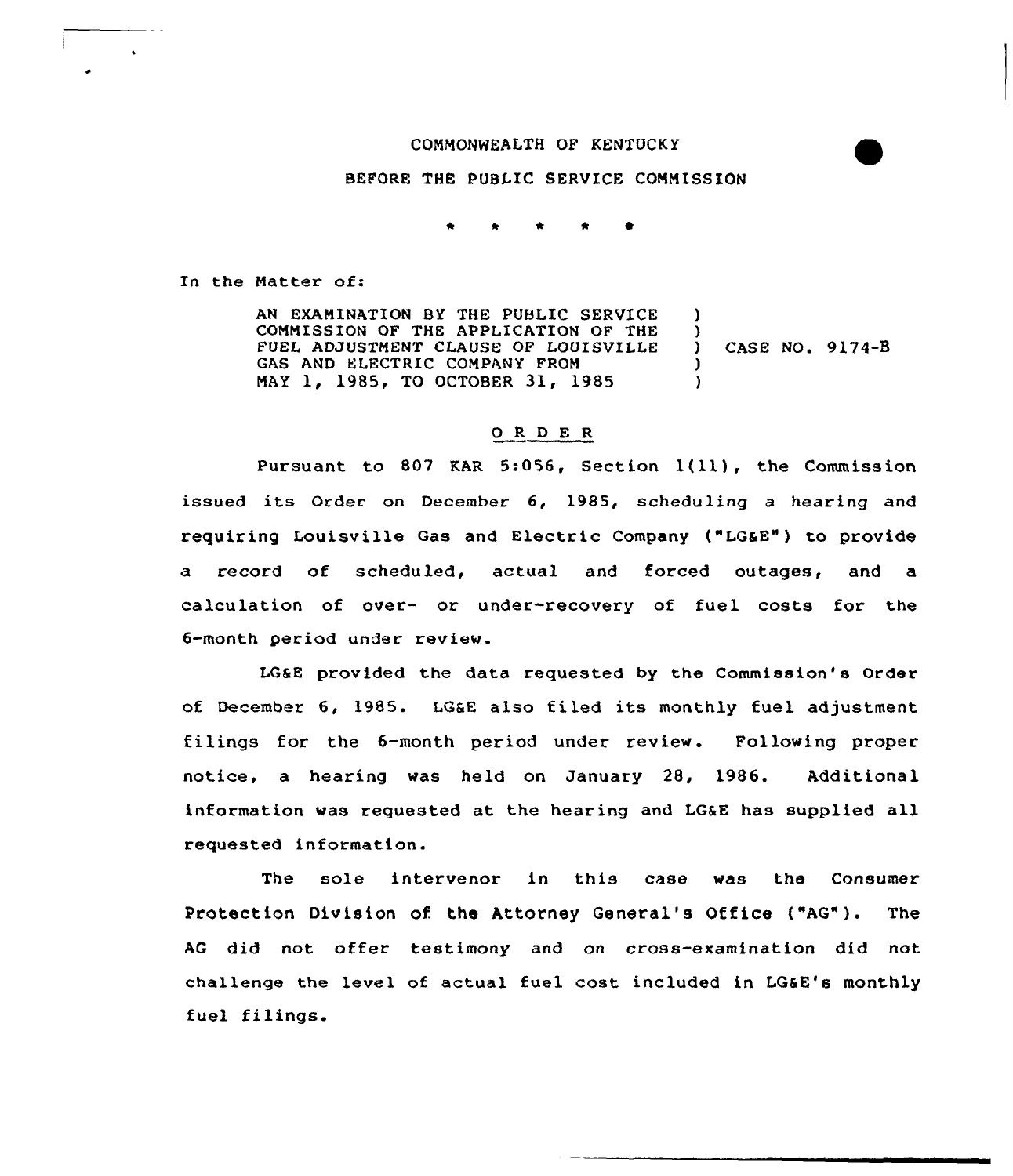COMMONWEALTH OF KENTUCKY

BEFORE THE PUBLIC SERVICE COMMISSION

\* \* \* \* \*

In the Matter of:

| | | |
|---|---|---|
| AN EXAMINATION BY THE PUBLIC SERVICE COMMISSION OF THE APPLICATION OF THE FUEL ADJUSTMENT CLAUSE OF LOUISVILLE GAS AND ELECTRIC COMPANY FROM MAY 1, 1985, TO OCTOBER 31, 1985 | ) | CASE NO. 9174-B |

## ORDER

Pursuant to 807 KAR 5:056, Section 1(11), the Commission issued its Order on December 6, 1985, scheduling a hearing and requiring Louisville Gas and Electric Company ("LG&E") to provide a record of scheduled, actual and forced outages, and a calculation of over- or under-recovery of fuel costs for the 6-month period under review.

LG&E provided the data requested by the Commission's Order of December 6, 1985. LG&E also filed its monthly fuel adjustment filings for the 6-month period under review. Following proper notice, a hearing was held on January 28, 1986. Additional information was requested at the hearing and LG&E has supplied all requested information.

The sole intervenor in this case was the Consumer Protection Division of the Attorney General's Office ("AG"). The AG did not offer testimony and on cross-examination did not challenge the level of actual fuel cost included in LG&E's monthly fuel filings.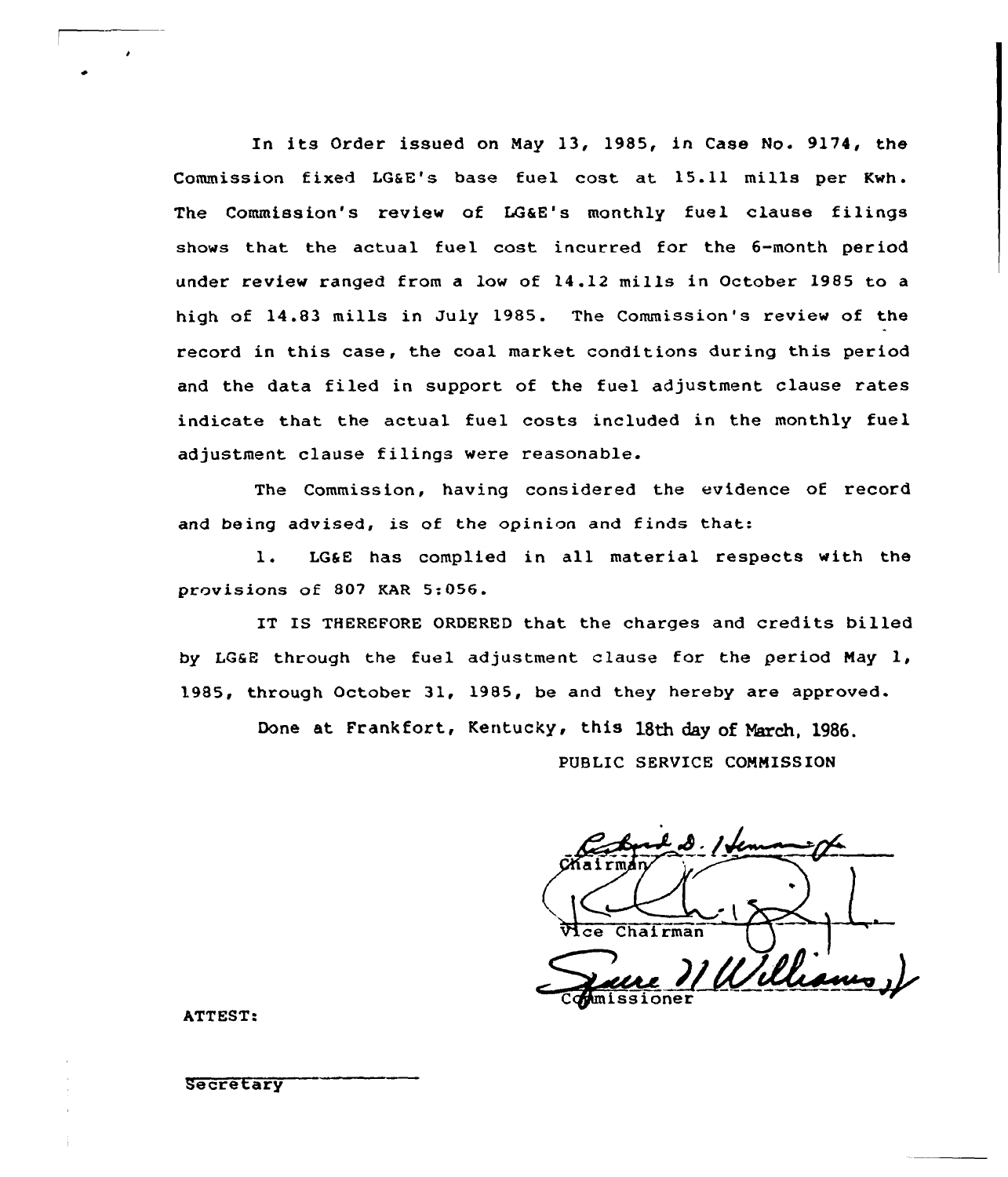In its Order issued on May 13, 1985, in Case No. 9174, the Commission fixed LG&E's base fuel cost at 15.11 mills per Kwh. The Commission's review of LG&E's monthly fuel clause filings shows that the actual fuel cost incurred for the 6-month period under review ranged from a low of 14.12 mills in October 1985 to a high of 14.83 mills in July 1985. The Commission's review of the record in this case, the coal market conditions during this period and the data filed in support of the fuel adjustment clause rates indicate that the actual fuel costs included in the monthly fuel adjustment clause filings were reasonable.

The Commission, having considered the evidence of record and being advised, is of the opinion and finds that:

1. LG&E has complied in all material respects with the provisions of 807 KAR 5:056.

IT IS THEREFORE ORDERED that the charges and credits billed by LG&E through the fuel adjustment clause for the period May 1, 1985, through October 31, 1985, be and they hereby are approved.

Done at Frankfort, Kentucky, this 18th day of March, 1986.

PUBLIC SERVICE COMMISSION

Chairman

Vice Chairman

Commissioner

ATTEST:

Secretary